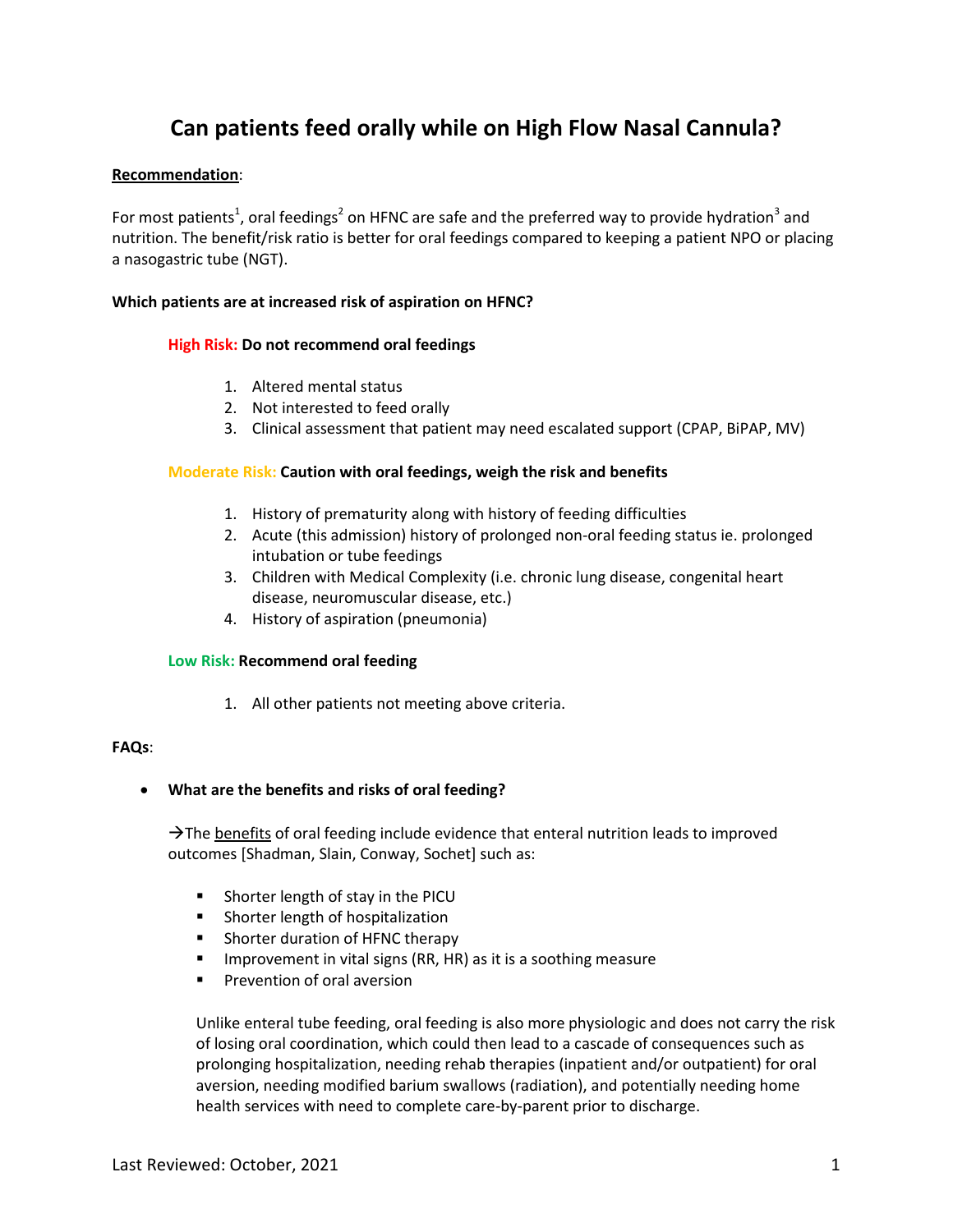# Can patients feed orally while on High Flow Nasal Cannula?

__Recommendation__:

For most patients[1], oral feedings[2] on HFNC are safe and the preferred way to provide hydration[3] and nutrition. The benefit/risk ratio is better for oral feedings compared to keeping a patient NPO or placing a nasogastric tube (NGT).

**Which patients are at increased risk of aspiration on HFNC?**

**High Risk: Do not recommend oral feedings**

1. Altered mental status
2. Not interested to feed orally
3. Clinical assessment that patient may need escalated support (CPAP, BiPAP, MV)

**Moderate Risk: Caution with oral feedings, weigh the risk and benefits**

1. History of prematurity along with history of feeding difficulties
2. Acute (this admission) history of prolonged non-oral feeding status ie. prolonged intubation or tube feedings
3. Children with Medical Complexity (i.e. chronic lung disease, congenital heart disease, neuromuscular disease, etc.)
4. History of aspiration (pneumonia)

**Low Risk: Recommend oral feeding**

1. All other patients not meeting above criteria.

**FAQs**:

- **What are the benefits and risks of oral feeding?**

  →The __benefits__ of oral feeding include evidence that enteral nutrition leads to improved outcomes [Shadman, Slain, Conway, Sochet] such as:

  - Shorter length of stay in the PICU
  - Shorter length of hospitalization
  - Shorter duration of HFNC therapy
  - Improvement in vital signs (RR, HR) as it is a soothing measure
  - Prevention of oral aversion

  Unlike enteral tube feeding, oral feeding is also more physiologic and does not carry the risk of losing oral coordination, which could then lead to a cascade of consequences such as prolonging hospitalization, needing rehab therapies (inpatient and/or outpatient) for oral aversion, needing modified barium swallows (radiation), and potentially needing home health services with need to complete care-by-parent prior to discharge.

Last Reviewed: October, 2021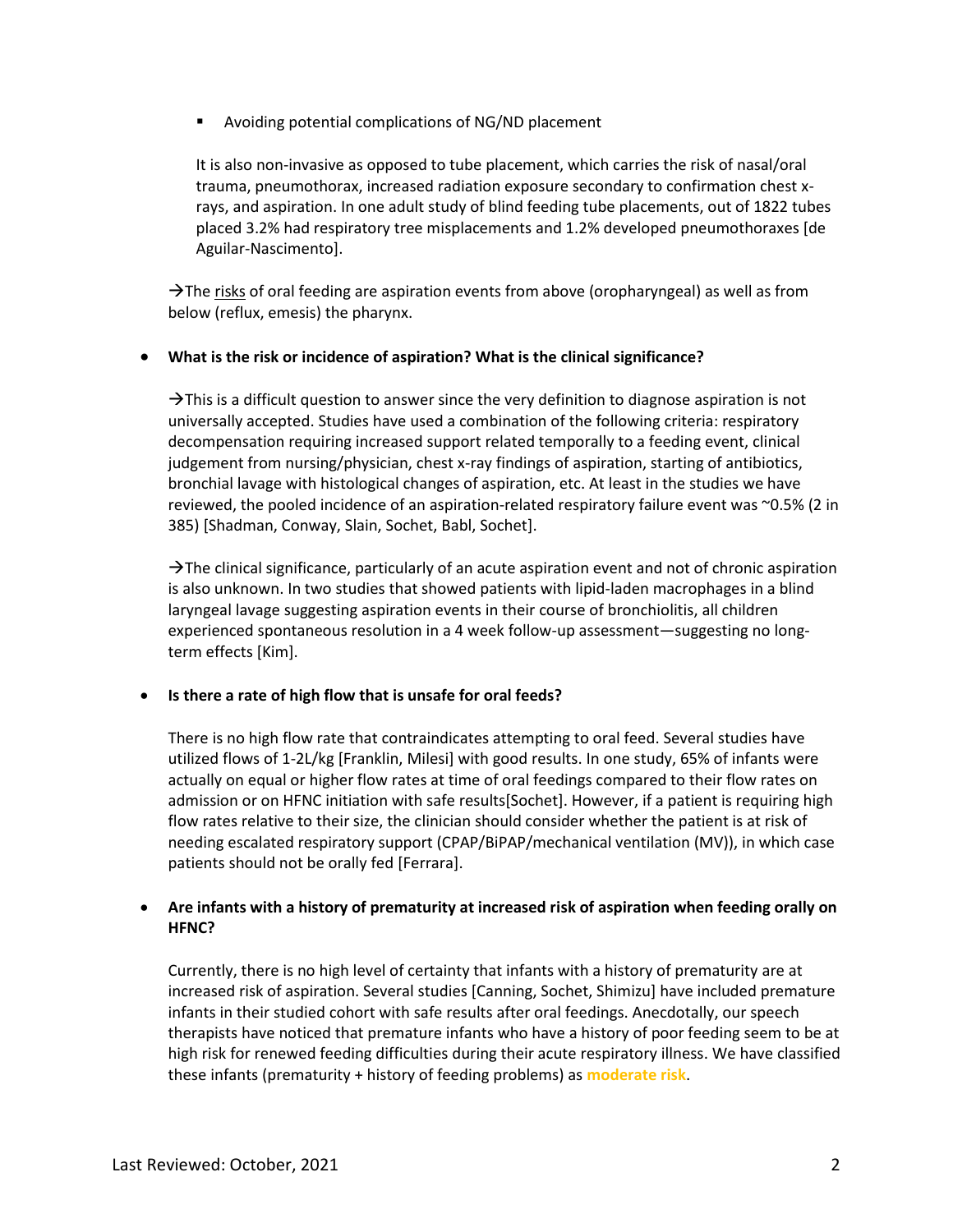- Avoiding potential complications of NG/ND placement

  It is also non-invasive as opposed to tube placement, which carries the risk of nasal/oral trauma, pneumothorax, increased radiation exposure secondary to confirmation chest x-rays, and aspiration. In one adult study of blind feeding tube placements, out of 1822 tubes placed 3.2% had respiratory tree misplacements and 1.2% developed pneumothoraxes [de Aguilar-Nascimento].

→The risks of oral feeding are aspiration events from above (oropharyngeal) as well as from below (reflux, emesis) the pharynx.

- **What is the risk or incidence of aspiration? What is the clinical significance?**

  →This is a difficult question to answer since the very definition to diagnose aspiration is not universally accepted. Studies have used a combination of the following criteria: respiratory decompensation requiring increased support related temporally to a feeding event, clinical judgement from nursing/physician, chest x-ray findings of aspiration, starting of antibiotics, bronchial lavage with histological changes of aspiration, etc. At least in the studies we have reviewed, the pooled incidence of an aspiration-related respiratory failure event was ~0.5% (2 in 385) [Shadman, Conway, Slain, Sochet, Babl, Sochet].

  →The clinical significance, particularly of an acute aspiration event and not of chronic aspiration is also unknown. In two studies that showed patients with lipid-laden macrophages in a blind laryngeal lavage suggesting aspiration events in their course of bronchiolitis, all children experienced spontaneous resolution in a 4 week follow-up assessment—suggesting no long-term effects [Kim].

- **Is there a rate of high flow that is unsafe for oral feeds?**

  There is no high flow rate that contraindicates attempting to oral feed. Several studies have utilized flows of 1-2L/kg [Franklin, Milesi] with good results. In one study, 65% of infants were actually on equal or higher flow rates at time of oral feedings compared to their flow rates on admission or on HFNC initiation with safe results[Sochet]. However, if a patient is requiring high flow rates relative to their size, the clinician should consider whether the patient is at risk of needing escalated respiratory support (CPAP/BiPAP/mechanical ventilation (MV)), in which case patients should not be orally fed [Ferrara].

- **Are infants with a history of prematurity at increased risk of aspiration when feeding orally on HFNC?**

  Currently, there is no high level of certainty that infants with a history of prematurity are at increased risk of aspiration. Several studies [Canning, Sochet, Shimizu] have included premature infants in their studied cohort with safe results after oral feedings. Anecdotally, our speech therapists have noticed that premature infants who have a history of poor feeding seem to be at high risk for renewed feeding difficulties during their acute respiratory illness. We have classified these infants (prematurity + history of feeding problems) as **moderate risk**.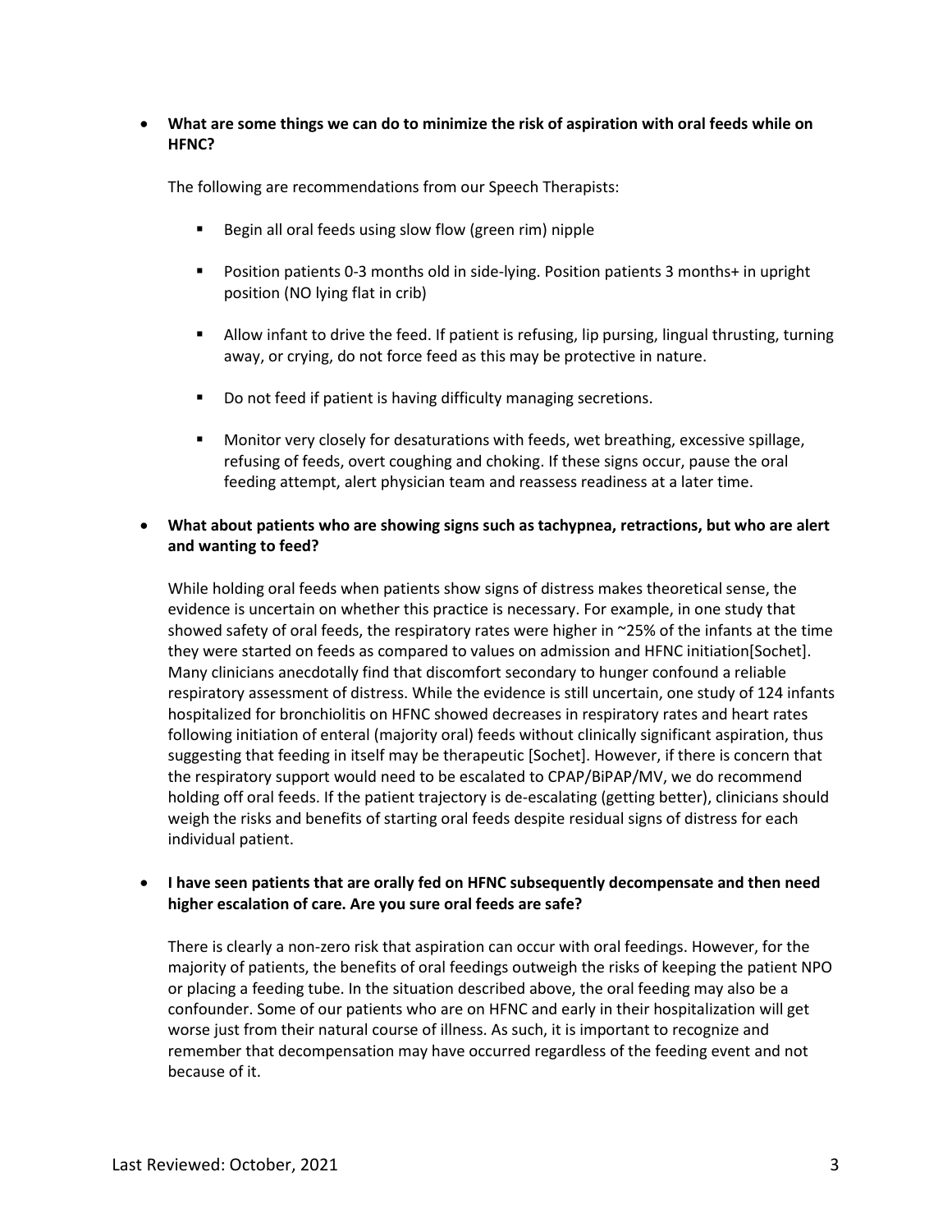- **What are some things we can do to minimize the risk of aspiration with oral feeds while on HFNC?**

  The following are recommendations from our Speech Therapists:

  - Begin all oral feeds using slow flow (green rim) nipple
  - Position patients 0-3 months old in side-lying. Position patients 3 months+ in upright position (NO lying flat in crib)
  - Allow infant to drive the feed. If patient is refusing, lip pursing, lingual thrusting, turning away, or crying, do not force feed as this may be protective in nature.
  - Do not feed if patient is having difficulty managing secretions.
  - Monitor very closely for desaturations with feeds, wet breathing, excessive spillage, refusing of feeds, overt coughing and choking. If these signs occur, pause the oral feeding attempt, alert physician team and reassess readiness at a later time.

- **What about patients who are showing signs such as tachypnea, retractions, but who are alert and wanting to feed?**

  While holding oral feeds when patients show signs of distress makes theoretical sense, the evidence is uncertain on whether this practice is necessary. For example, in one study that showed safety of oral feeds, the respiratory rates were higher in ~25% of the infants at the time they were started on feeds as compared to values on admission and HFNC initiation[Sochet]. Many clinicians anecdotally find that discomfort secondary to hunger confound a reliable respiratory assessment of distress. While the evidence is still uncertain, one study of 124 infants hospitalized for bronchiolitis on HFNC showed decreases in respiratory rates and heart rates following initiation of enteral (majority oral) feeds without clinically significant aspiration, thus suggesting that feeding in itself may be therapeutic [Sochet]. However, if there is concern that the respiratory support would need to be escalated to CPAP/BiPAP/MV, we do recommend holding off oral feeds. If the patient trajectory is de-escalating (getting better), clinicians should weigh the risks and benefits of starting oral feeds despite residual signs of distress for each individual patient.

- **I have seen patients that are orally fed on HFNC subsequently decompensate and then need higher escalation of care. Are you sure oral feeds are safe?**

  There is clearly a non-zero risk that aspiration can occur with oral feedings. However, for the majority of patients, the benefits of oral feedings outweigh the risks of keeping the patient NPO or placing a feeding tube. In the situation described above, the oral feeding may also be a confounder. Some of our patients who are on HFNC and early in their hospitalization will get worse just from their natural course of illness. As such, it is important to recognize and remember that decompensation may have occurred regardless of the feeding event and not because of it.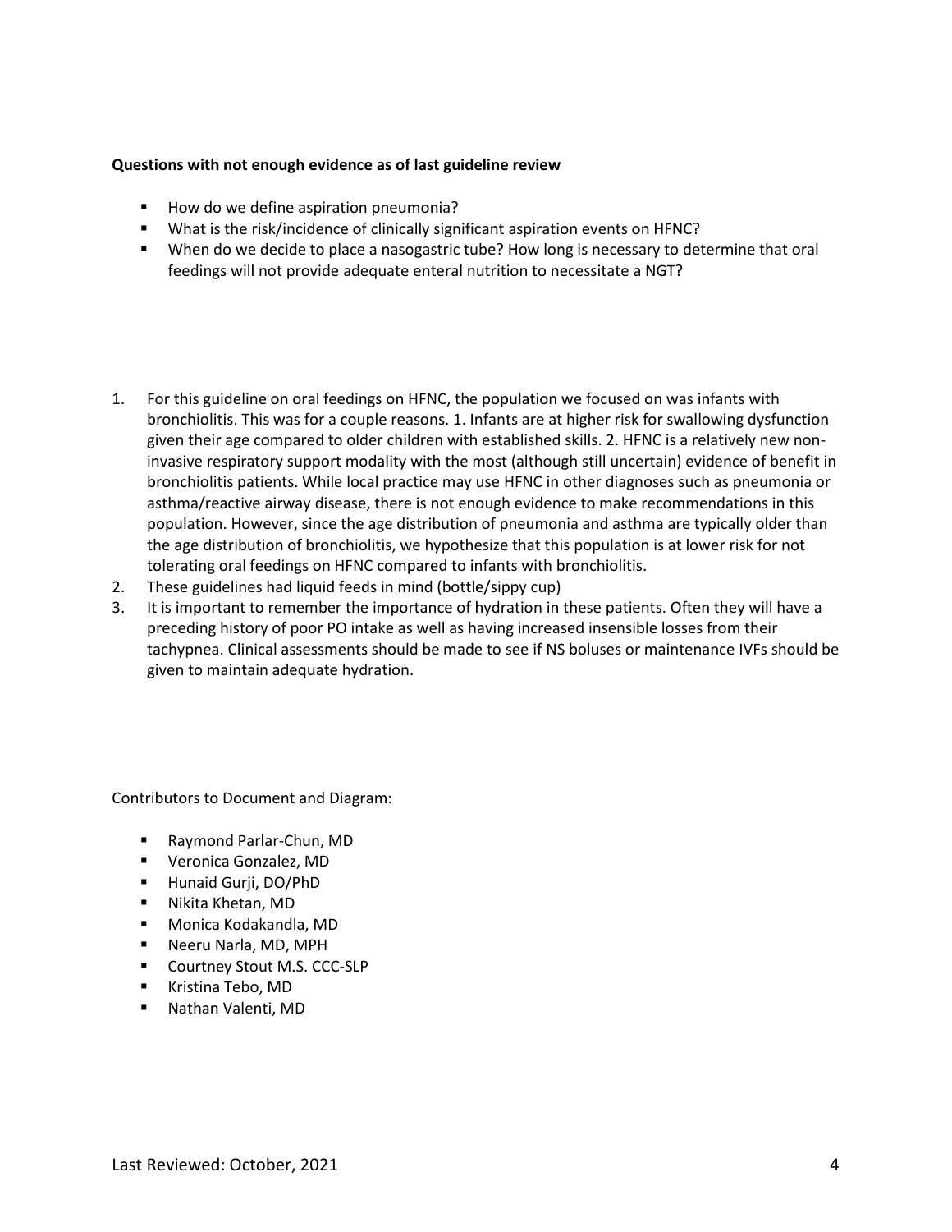**Questions with not enough evidence as of last guideline review**

- How do we define aspiration pneumonia?
- What is the risk/incidence of clinically significant aspiration events on HFNC?
- When do we decide to place a nasogastric tube? How long is necessary to determine that oral feedings will not provide adequate enteral nutrition to necessitate a NGT?

1. For this guideline on oral feedings on HFNC, the population we focused on was infants with bronchiolitis. This was for a couple reasons. 1. Infants are at higher risk for swallowing dysfunction given their age compared to older children with established skills. 2. HFNC is a relatively new non-invasive respiratory support modality with the most (although still uncertain) evidence of benefit in bronchiolitis patients. While local practice may use HFNC in other diagnoses such as pneumonia or asthma/reactive airway disease, there is not enough evidence to make recommendations in this population. However, since the age distribution of pneumonia and asthma are typically older than the age distribution of bronchiolitis, we hypothesize that this population is at lower risk for not tolerating oral feedings on HFNC compared to infants with bronchiolitis.
2. These guidelines had liquid feeds in mind (bottle/sippy cup)
3. It is important to remember the importance of hydration in these patients. Often they will have a preceding history of poor PO intake as well as having increased insensible losses from their tachypnea. Clinical assessments should be made to see if NS boluses or maintenance IVFs should be given to maintain adequate hydration.

Contributors to Document and Diagram:

- Raymond Parlar-Chun, MD
- Veronica Gonzalez, MD
- Hunaid Gurji, DO/PhD
- Nikita Khetan, MD
- Monica Kodakandla, MD
- Neeru Narla, MD, MPH
- Courtney Stout M.S. CCC-SLP
- Kristina Tebo, MD
- Nathan Valenti, MD

Last Reviewed: October, 2021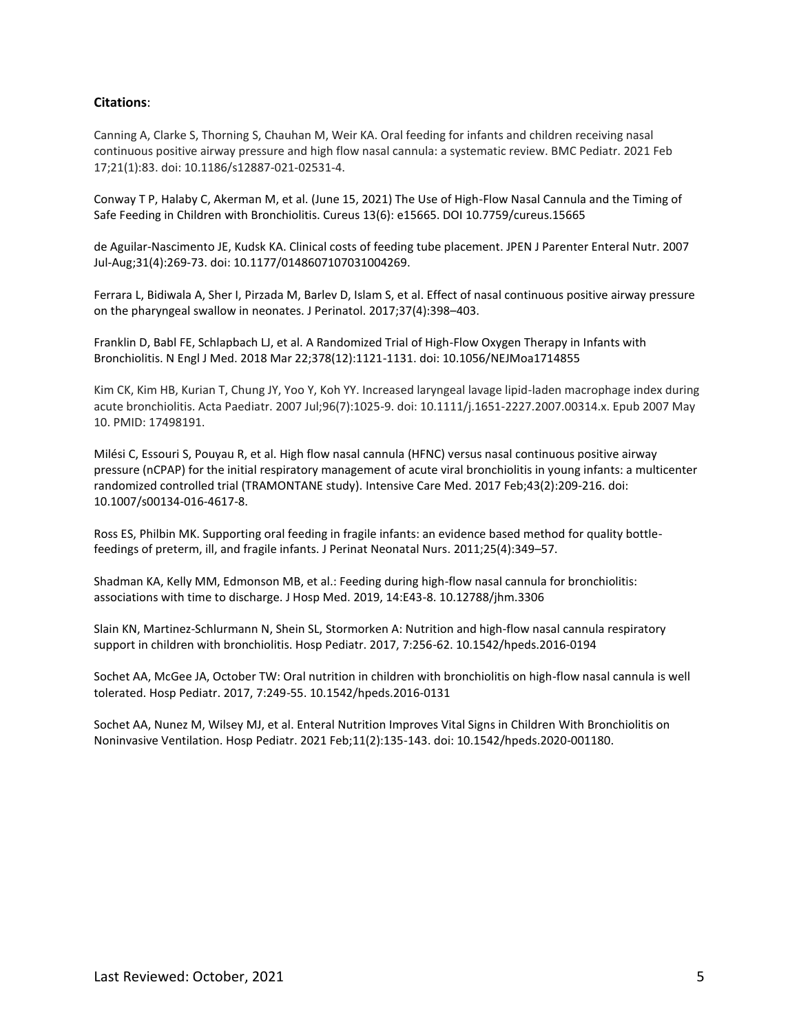**Citations**:

Canning A, Clarke S, Thorning S, Chauhan M, Weir KA. Oral feeding for infants and children receiving nasal continuous positive airway pressure and high flow nasal cannula: a systematic review. BMC Pediatr. 2021 Feb 17;21(1):83. doi: 10.1186/s12887-021-02531-4.

Conway T P, Halaby C, Akerman M, et al. (June 15, 2021) The Use of High-Flow Nasal Cannula and the Timing of Safe Feeding in Children with Bronchiolitis. Cureus 13(6): e15665. DOI 10.7759/cureus.15665

de Aguilar-Nascimento JE, Kudsk KA. Clinical costs of feeding tube placement. JPEN J Parenter Enteral Nutr. 2007 Jul-Aug;31(4):269-73. doi: 10.1177/0148607107031004269.

Ferrara L, Bidiwala A, Sher I, Pirzada M, Barlev D, Islam S, et al. Effect of nasal continuous positive airway pressure on the pharyngeal swallow in neonates. J Perinatol. 2017;37(4):398–403.

Franklin D, Babl FE, Schlapbach LJ, et al. A Randomized Trial of High-Flow Oxygen Therapy in Infants with Bronchiolitis. N Engl J Med. 2018 Mar 22;378(12):1121-1131. doi: 10.1056/NEJMoa1714855

Kim CK, Kim HB, Kurian T, Chung JY, Yoo Y, Koh YY. Increased laryngeal lavage lipid-laden macrophage index during acute bronchiolitis. Acta Paediatr. 2007 Jul;96(7):1025-9. doi: 10.1111/j.1651-2227.2007.00314.x. Epub 2007 May 10. PMID: 17498191.

Milési C, Essouri S, Pouyau R, et al. High flow nasal cannula (HFNC) versus nasal continuous positive airway pressure (nCPAP) for the initial respiratory management of acute viral bronchiolitis in young infants: a multicenter randomized controlled trial (TRAMONTANE study). Intensive Care Med. 2017 Feb;43(2):209-216. doi: 10.1007/s00134-016-4617-8.

Ross ES, Philbin MK. Supporting oral feeding in fragile infants: an evidence based method for quality bottle-feedings of preterm, ill, and fragile infants. J Perinat Neonatal Nurs. 2011;25(4):349–57.

Shadman KA, Kelly MM, Edmonson MB, et al.: Feeding during high-flow nasal cannula for bronchiolitis: associations with time to discharge. J Hosp Med. 2019, 14:E43-8. 10.12788/jhm.3306

Slain KN, Martinez-Schlurmann N, Shein SL, Stormorken A: Nutrition and high-flow nasal cannula respiratory support in children with bronchiolitis. Hosp Pediatr. 2017, 7:256-62. 10.1542/hpeds.2016-0194

Sochet AA, McGee JA, October TW: Oral nutrition in children with bronchiolitis on high-flow nasal cannula is well tolerated. Hosp Pediatr. 2017, 7:249-55. 10.1542/hpeds.2016-0131

Sochet AA, Nunez M, Wilsey MJ, et al. Enteral Nutrition Improves Vital Signs in Children With Bronchiolitis on Noninvasive Ventilation. Hosp Pediatr. 2021 Feb;11(2):135-143. doi: 10.1542/hpeds.2020-001180.

Last Reviewed: October, 2021